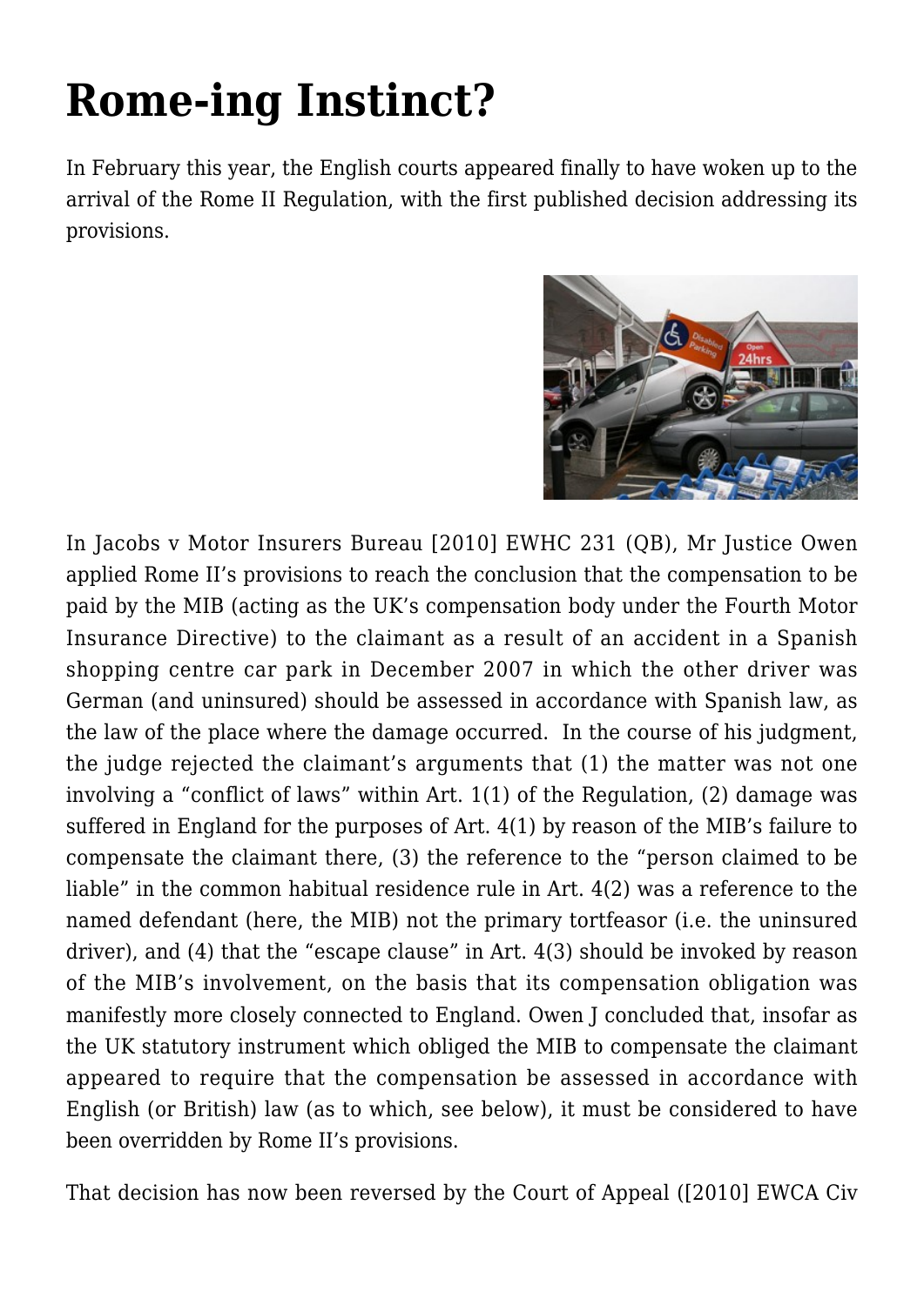# Rome-ing Instinct?

In February this year, the English courts appeared finally to have woken up to the arrival of the Rome II Regulation, with the first published decision addressing its provisions.

In Jacobs v Motor Insurers Bureau [2010] EWHC 231 (QB), Mr Justice Owen applied Rome II's provisions to reach the conclusion that the compensation to be paid by the MIB (acting as the UK's compensation body under the Fourth Motor Insurance Directive) to the claimant as a result of an accident in a Spanish shopping centre car park in December 2007 in which the other driver was German (and uninsured) should be assessed in accordance with Spanish law, as the law of the place where the damage occurred. In the course of his judgment, the judge rejected the claimant's arguments that (1) the matter was not one involving a "conflict of laws" within Art. 1(1) of the Regulation, (2) damage was suffered in England for the purposes of Art. 4(1) by reason of the MIB's failure to compensate the claimant there, (3) the reference to the "person claimed to be liable" in the common habitual residence rule in Art. 4(2) was a reference to the named defendant (here, the MIB) not the primary tortfeasor (i.e. the uninsured driver), and (4) that the "escape clause" in Art. 4(3) should be invoked by reason of the MIB's involvement, on the basis that its compensation obligation was manifestly more closely connected to England. Owen J concluded that, insofar as the UK statutory instrument which obliged the MIB to compensate the claimant appeared to require that the compensation be assessed in accordance with English (or British) law (as to which, see below), it must be considered to have been overridden by Rome II's provisions.

That decision has now been reversed by the Court of Appeal ([2010] EWCA Civ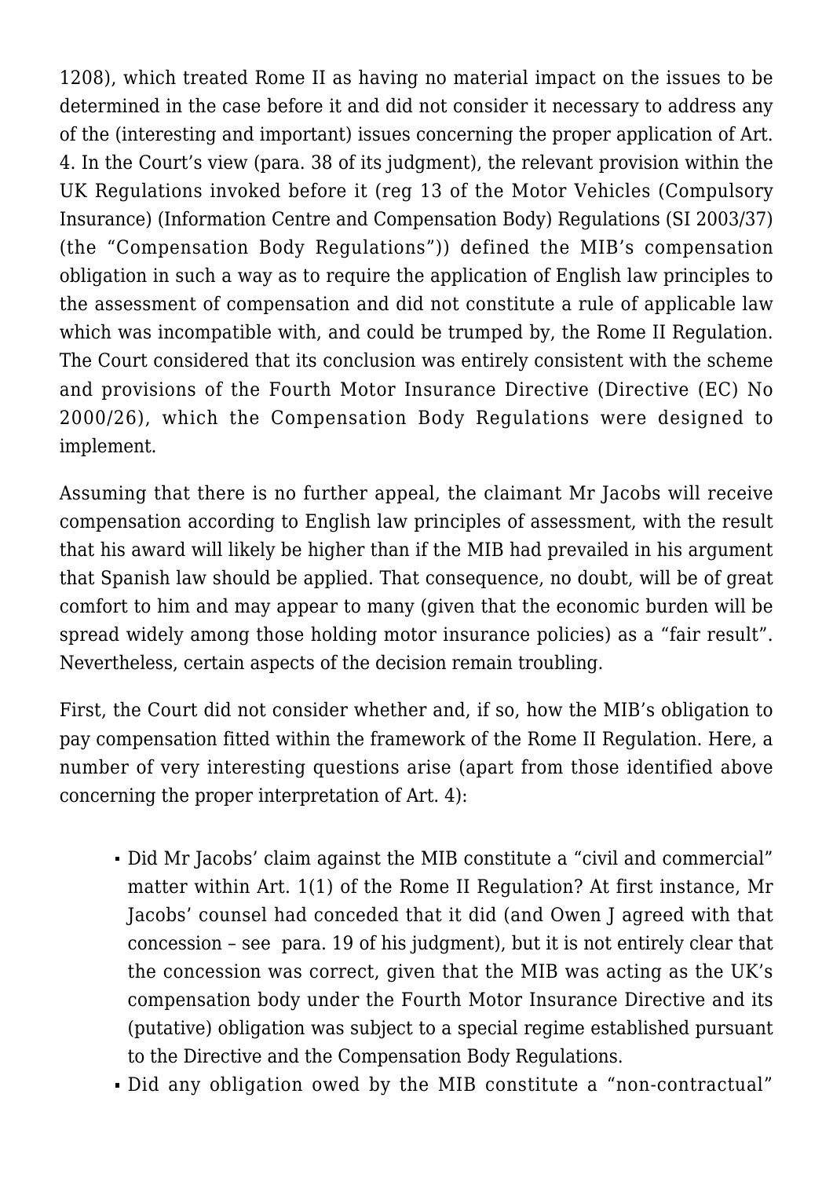1208), which treated Rome II as having no material impact on the issues to be determined in the case before it and did not consider it necessary to address any of the (interesting and important) issues concerning the proper application of Art. 4. In the Court's view (para. 38 of its judgment), the relevant provision within the UK Regulations invoked before it (reg 13 of the Motor Vehicles (Compulsory Insurance) (Information Centre and Compensation Body) Regulations (SI 2003/37) (the "Compensation Body Regulations")) defined the MIB's compensation obligation in such a way as to require the application of English law principles to the assessment of compensation and did not constitute a rule of applicable law which was incompatible with, and could be trumped by, the Rome II Regulation. The Court considered that its conclusion was entirely consistent with the scheme and provisions of the Fourth Motor Insurance Directive (Directive (EC) No 2000/26), which the Compensation Body Regulations were designed to implement.

Assuming that there is no further appeal, the claimant Mr Jacobs will receive compensation according to English law principles of assessment, with the result that his award will likely be higher than if the MIB had prevailed in his argument that Spanish law should be applied. That consequence, no doubt, will be of great comfort to him and may appear to many (given that the economic burden will be spread widely among those holding motor insurance policies) as a "fair result". Nevertheless, certain aspects of the decision remain troubling.

First, the Court did not consider whether and, if so, how the MIB's obligation to pay compensation fitted within the framework of the Rome II Regulation. Here, a number of very interesting questions arise (apart from those identified above concerning the proper interpretation of Art. 4):

- Did Mr Jacobs' claim against the MIB constitute a "civil and commercial" matter within Art. 1(1) of the Rome II Regulation? At first instance, Mr Jacobs' counsel had conceded that it did (and Owen J agreed with that concession – see para. 19 of his judgment), but it is not entirely clear that the concession was correct, given that the MIB was acting as the UK's compensation body under the Fourth Motor Insurance Directive and its (putative) obligation was subject to a special regime established pursuant to the Directive and the Compensation Body Regulations.
- Did any obligation owed by the MIB constitute a "non-contractual"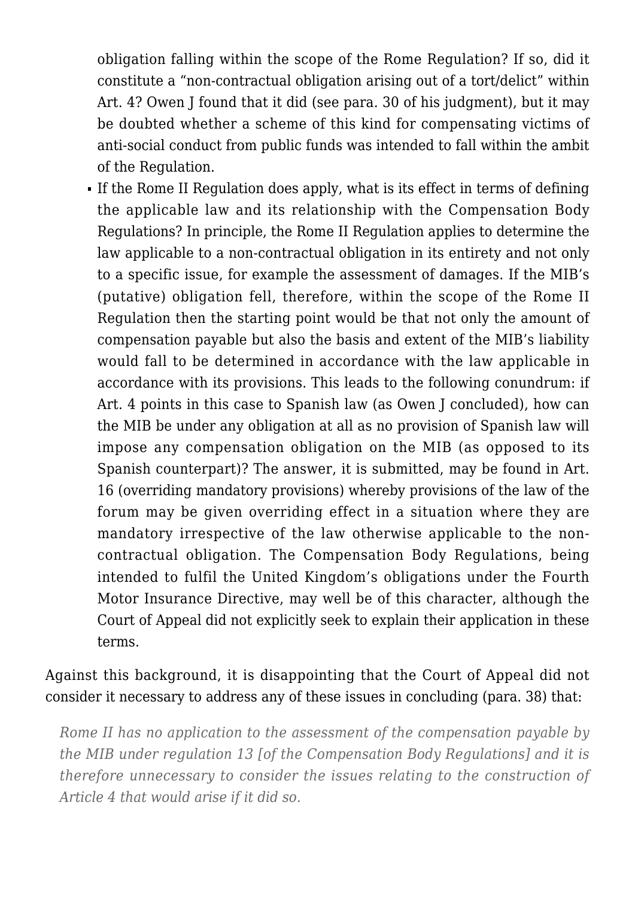obligation falling within the scope of the Rome Regulation? If so, did it constitute a "non-contractual obligation arising out of a tort/delict" within Art. 4? Owen J found that it did (see para. 30 of his judgment), but it may be doubted whether a scheme of this kind for compensating victims of anti-social conduct from public funds was intended to fall within the ambit of the Regulation.

- If the Rome II Regulation does apply, what is its effect in terms of defining the applicable law and its relationship with the Compensation Body Regulations? In principle, the Rome II Regulation applies to determine the law applicable to a non-contractual obligation in its entirety and not only to a specific issue, for example the assessment of damages. If the MIB's (putative) obligation fell, therefore, within the scope of the Rome II Regulation then the starting point would be that not only the amount of compensation payable but also the basis and extent of the MIB's liability would fall to be determined in accordance with the law applicable in accordance with its provisions. This leads to the following conundrum: if Art. 4 points in this case to Spanish law (as Owen J concluded), how can the MIB be under any obligation at all as no provision of Spanish law will impose any compensation obligation on the MIB (as opposed to its Spanish counterpart)? The answer, it is submitted, may be found in Art. 16 (overriding mandatory provisions) whereby provisions of the law of the forum may be given overriding effect in a situation where they are mandatory irrespective of the law otherwise applicable to the non-contractual obligation. The Compensation Body Regulations, being intended to fulfil the United Kingdom's obligations under the Fourth Motor Insurance Directive, may well be of this character, although the Court of Appeal did not explicitly seek to explain their application in these terms.

Against this background, it is disappointing that the Court of Appeal did not consider it necessary to address any of these issues in concluding (para. 38) that:

> *Rome II has no application to the assessment of the compensation payable by the MIB under regulation 13 [of the Compensation Body Regulations] and it is therefore unnecessary to consider the issues relating to the construction of Article 4 that would arise if it did so.*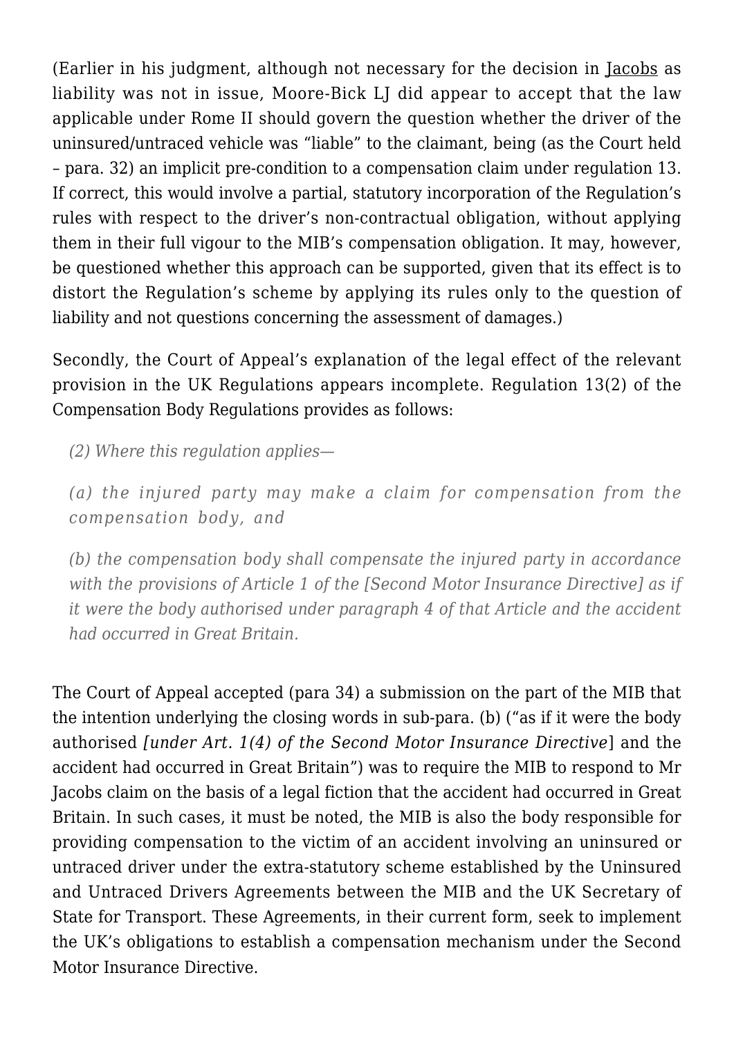(Earlier in his judgment, although not necessary for the decision in Jacobs as liability was not in issue, Moore-Bick LJ did appear to accept that the law applicable under Rome II should govern the question whether the driver of the uninsured/untraced vehicle was "liable" to the claimant, being (as the Court held – para. 32) an implicit pre-condition to a compensation claim under regulation 13. If correct, this would involve a partial, statutory incorporation of the Regulation's rules with respect to the driver's non-contractual obligation, without applying them in their full vigour to the MIB's compensation obligation. It may, however, be questioned whether this approach can be supported, given that its effect is to distort the Regulation's scheme by applying its rules only to the question of liability and not questions concerning the assessment of damages.)

Secondly, the Court of Appeal's explanation of the legal effect of the relevant provision in the UK Regulations appears incomplete. Regulation 13(2) of the Compensation Body Regulations provides as follows:

> *(2) Where this regulation applies—*
>
> *(a) the injured party may make a claim for compensation from the compensation body, and*
>
> *(b) the compensation body shall compensate the injured party in accordance with the provisions of Article 1 of the [Second Motor Insurance Directive] as if it were the body authorised under paragraph 4 of that Article and the accident had occurred in Great Britain.*

The Court of Appeal accepted (para 34) a submission on the part of the MIB that the intention underlying the closing words in sub-para. (b) ("as if it were the body authorised *[under Art. 1(4) of the Second Motor Insurance Directive*] and the accident had occurred in Great Britain") was to require the MIB to respond to Mr Jacobs claim on the basis of a legal fiction that the accident had occurred in Great Britain. In such cases, it must be noted, the MIB is also the body responsible for providing compensation to the victim of an accident involving an uninsured or untraced driver under the extra-statutory scheme established by the Uninsured and Untraced Drivers Agreements between the MIB and the UK Secretary of State for Transport. These Agreements, in their current form, seek to implement the UK's obligations to establish a compensation mechanism under the Second Motor Insurance Directive.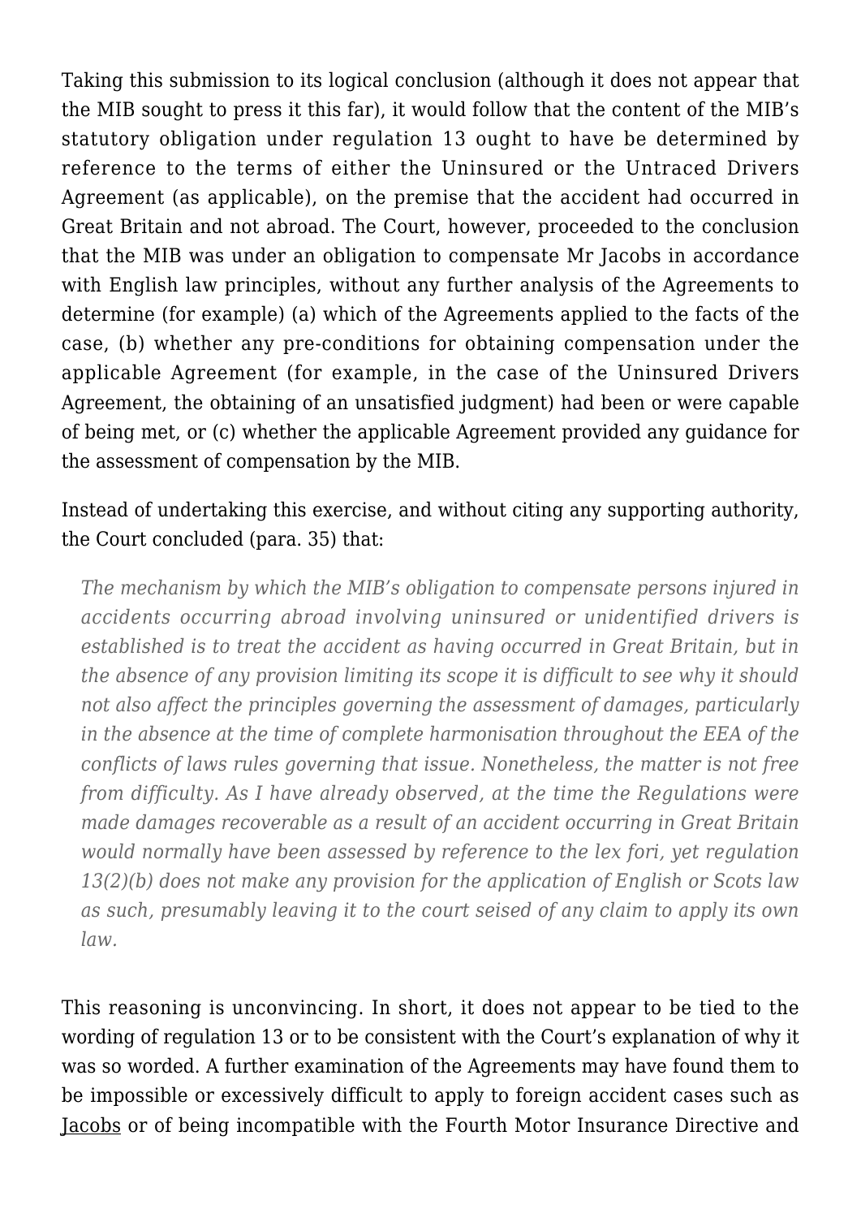Taking this submission to its logical conclusion (although it does not appear that the MIB sought to press it this far), it would follow that the content of the MIB's statutory obligation under regulation 13 ought to have be determined by reference to the terms of either the Uninsured or the Untraced Drivers Agreement (as applicable), on the premise that the accident had occurred in Great Britain and not abroad. The Court, however, proceeded to the conclusion that the MIB was under an obligation to compensate Mr Jacobs in accordance with English law principles, without any further analysis of the Agreements to determine (for example) (a) which of the Agreements applied to the facts of the case, (b) whether any pre-conditions for obtaining compensation under the applicable Agreement (for example, in the case of the Uninsured Drivers Agreement, the obtaining of an unsatisfied judgment) had been or were capable of being met, or (c) whether the applicable Agreement provided any guidance for the assessment of compensation by the MIB.

Instead of undertaking this exercise, and without citing any supporting authority, the Court concluded (para. 35) that:

> *The mechanism by which the MIB's obligation to compensate persons injured in accidents occurring abroad involving uninsured or unidentified drivers is established is to treat the accident as having occurred in Great Britain, but in the absence of any provision limiting its scope it is difficult to see why it should not also affect the principles governing the assessment of damages, particularly in the absence at the time of complete harmonisation throughout the EEA of the conflicts of laws rules governing that issue. Nonetheless, the matter is not free from difficulty. As I have already observed, at the time the Regulations were made damages recoverable as a result of an accident occurring in Great Britain would normally have been assessed by reference to the lex fori, yet regulation 13(2)(b) does not make any provision for the application of English or Scots law as such, presumably leaving it to the court seised of any claim to apply its own law.*

This reasoning is unconvincing. In short, it does not appear to be tied to the wording of regulation 13 or to be consistent with the Court's explanation of why it was so worded. A further examination of the Agreements may have found them to be impossible or excessively difficult to apply to foreign accident cases such as Jacobs or of being incompatible with the Fourth Motor Insurance Directive and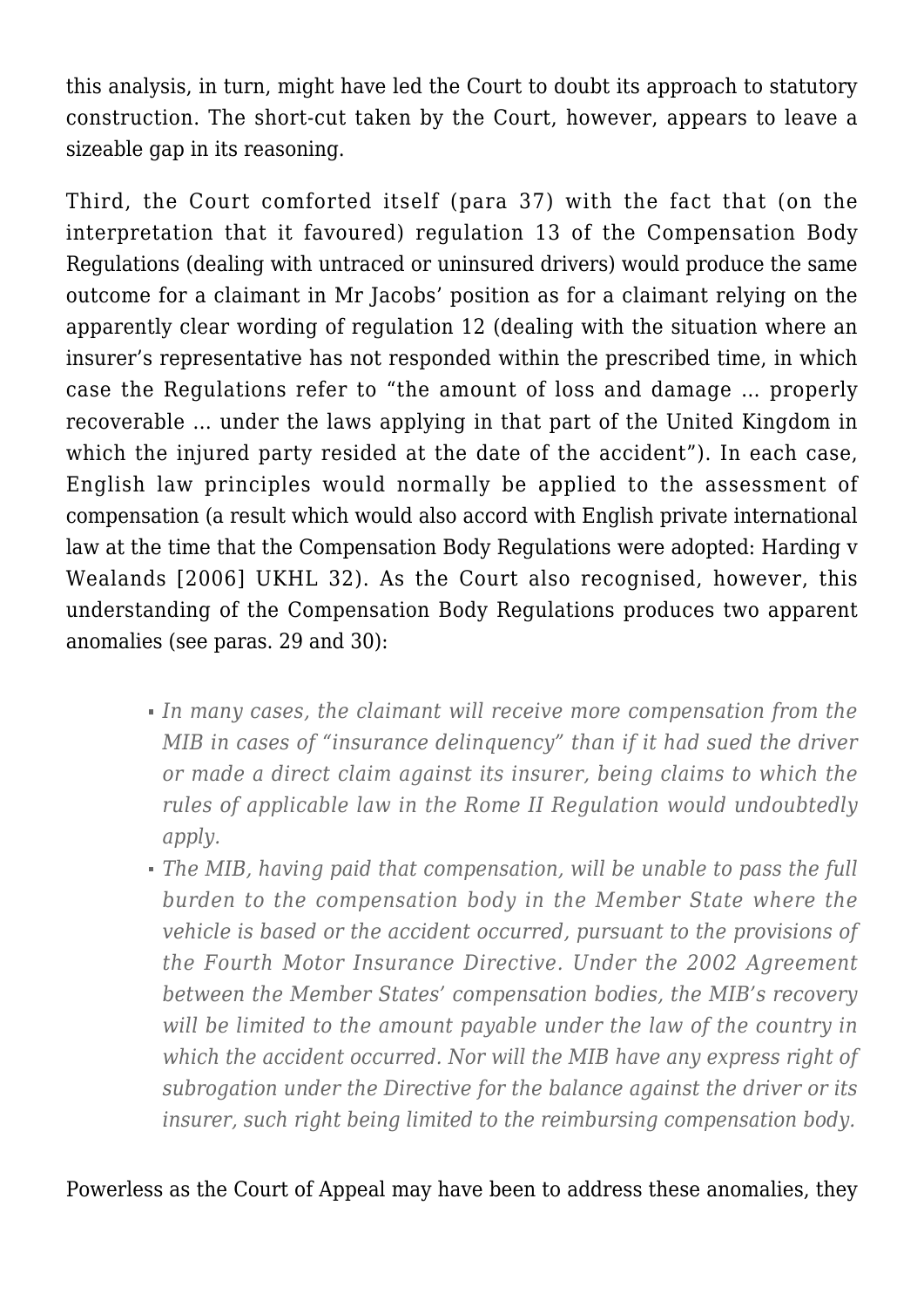this analysis, in turn, might have led the Court to doubt its approach to statutory construction. The short-cut taken by the Court, however, appears to leave a sizeable gap in its reasoning.

Third, the Court comforted itself (para 37) with the fact that (on the interpretation that it favoured) regulation 13 of the Compensation Body Regulations (dealing with untraced or uninsured drivers) would produce the same outcome for a claimant in Mr Jacobs' position as for a claimant relying on the apparently clear wording of regulation 12 (dealing with the situation where an insurer's representative has not responded within the prescribed time, in which case the Regulations refer to "the amount of loss and damage … properly recoverable … under the laws applying in that part of the United Kingdom in which the injured party resided at the date of the accident"). In each case, English law principles would normally be applied to the assessment of compensation (a result which would also accord with English private international law at the time that the Compensation Body Regulations were adopted: Harding v Wealands [2006] UKHL 32). As the Court also recognised, however, this understanding of the Compensation Body Regulations produces two apparent anomalies (see paras. 29 and 30):

- *In many cases, the claimant will receive more compensation from the MIB in cases of "insurance delinquency" than if it had sued the driver or made a direct claim against its insurer, being claims to which the rules of applicable law in the Rome II Regulation would undoubtedly apply.*
- *The MIB, having paid that compensation, will be unable to pass the full burden to the compensation body in the Member State where the vehicle is based or the accident occurred, pursuant to the provisions of the Fourth Motor Insurance Directive. Under the 2002 Agreement between the Member States' compensation bodies, the MIB's recovery will be limited to the amount payable under the law of the country in which the accident occurred. Nor will the MIB have any express right of subrogation under the Directive for the balance against the driver or its insurer, such right being limited to the reimbursing compensation body.*

Powerless as the Court of Appeal may have been to address these anomalies, they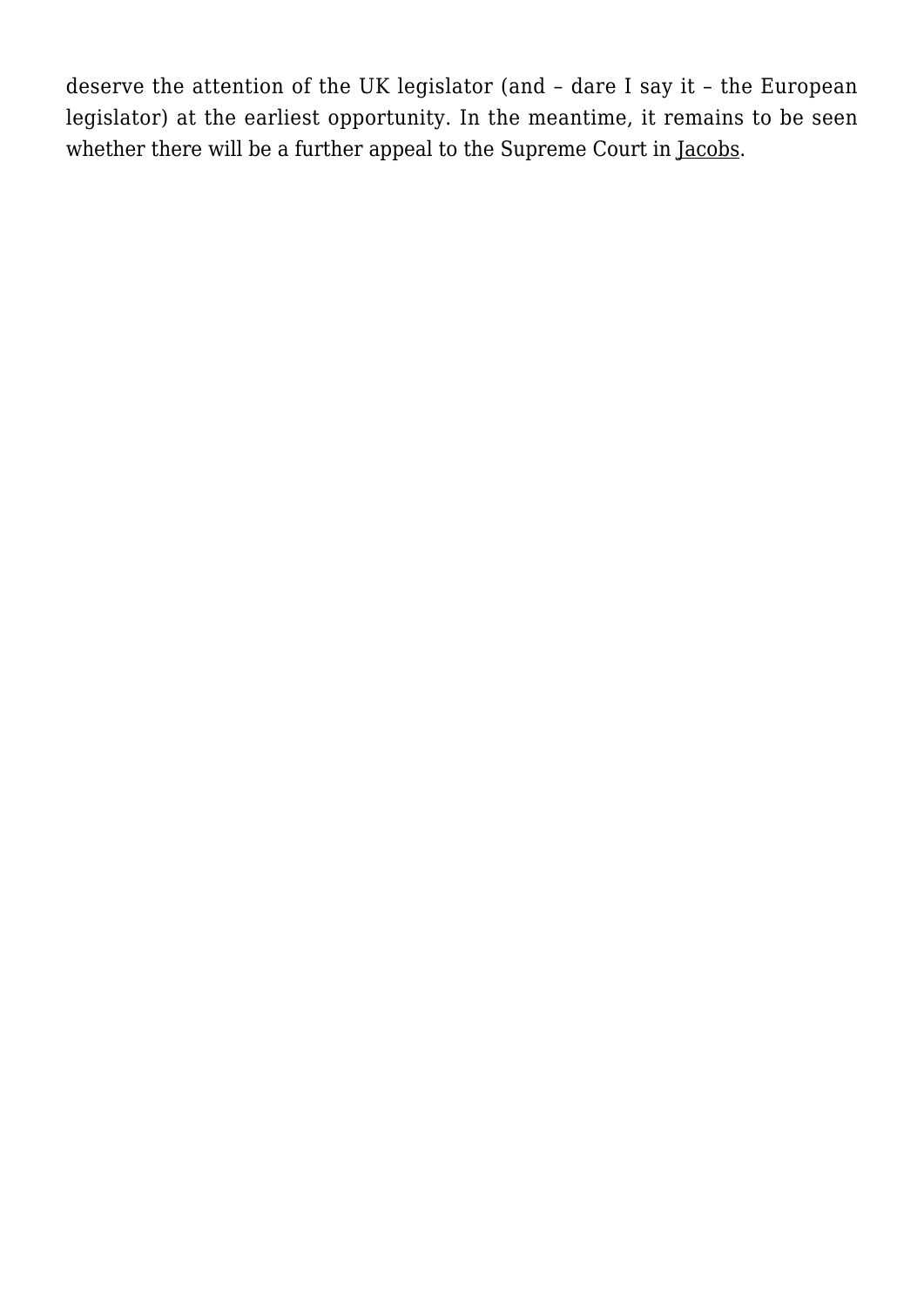deserve the attention of the UK legislator (and – dare I say it – the European legislator) at the earliest opportunity. In the meantime, it remains to be seen whether there will be a further appeal to the Supreme Court in Jacobs.